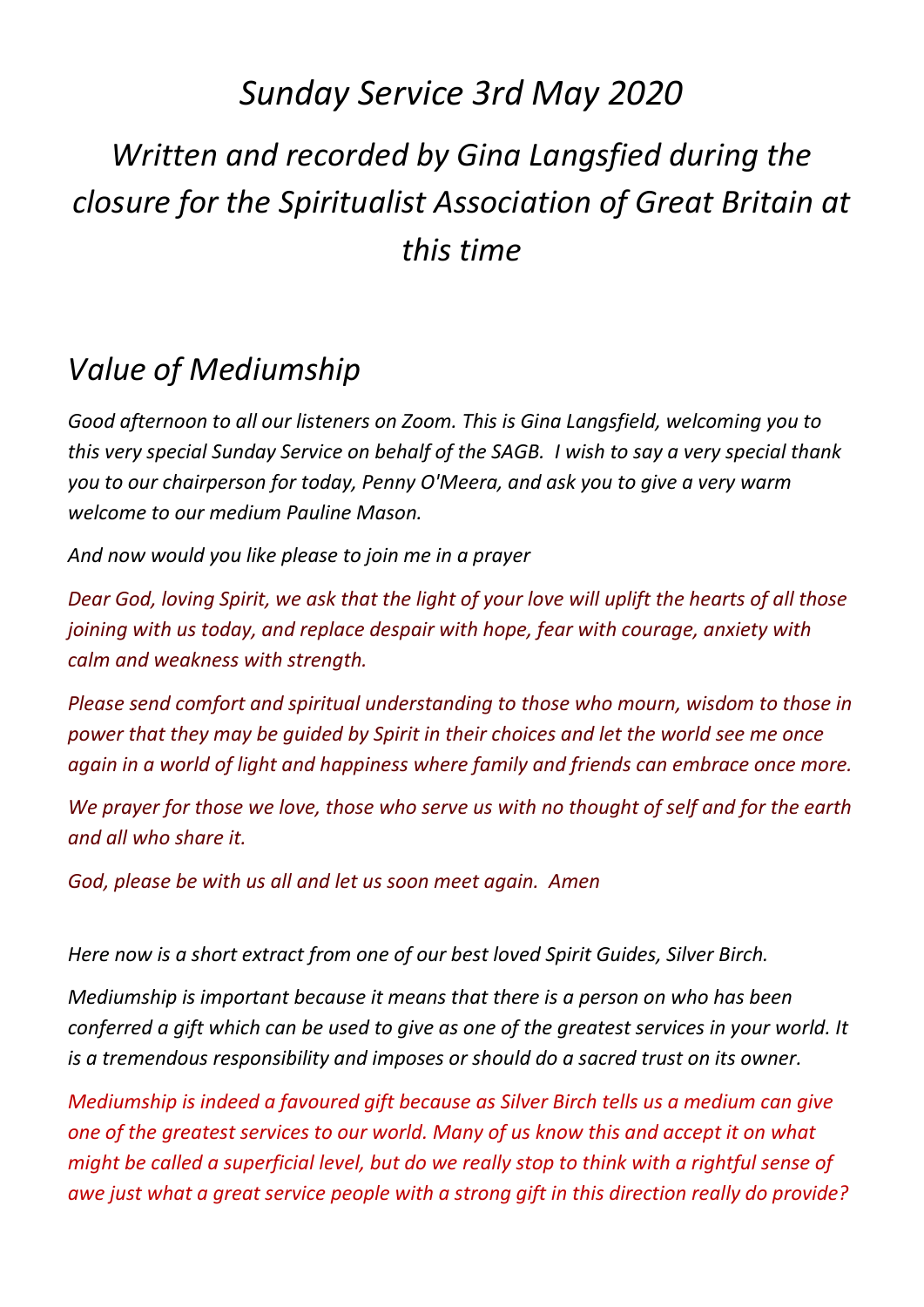# *Sunday Service 3rd May 2020*

## *Written and recorded by Gina Langsfied during the closure for the Spiritualist Association of Great Britain at this time*

## *Value of Mediumship*

*Good afternoon to all our listeners on Zoom. This is Gina Langsfield, welcoming you to this very special Sunday Service on behalf of the SAGB. I wish to say a very special thank you to our chairperson for today, Penny O'Meera, and ask you to give a very warm welcome to our medium Pauline Mason.*

*And now would you like please to join me in a prayer*

*Dear God, loving Spirit, we ask that the light of your love will uplift the hearts of all those joining with us today, and replace despair with hope, fear with courage, anxiety with calm and weakness with strength.*

*Please send comfort and spiritual understanding to those who mourn, wisdom to those in power that they may be guided by Spirit in their choices and let the world see me once again in a world of light and happiness where family and friends can embrace once more.*

*We prayer for those we love, those who serve us with no thought of self and for the earth and all who share it.*

*God, please be with us all and let us soon meet again. Amen*

*Here now is a short extract from one of our best loved Spirit Guides, Silver Birch.*

*Mediumship is important because it means that there is a person on who has been conferred a gift which can be used to give as one of the greatest services in your world. It is a tremendous responsibility and imposes or should do a sacred trust on its owner.*

*Mediumship is indeed a favoured gift because as Silver Birch tells us a medium can give one of the greatest services to our world. Many of us know this and accept it on what might be called a superficial level, but do we really stop to think with a rightful sense of awe just what a great service people with a strong gift in this direction really do provide?*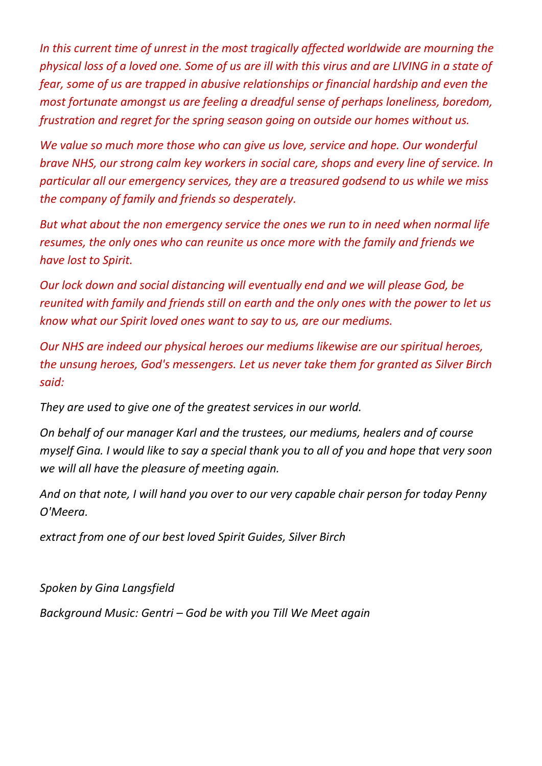*In this current time of unrest in the most tragically affected worldwide are mourning the physical loss of a loved one. Some of us are ill with this virus and are LIVING in a state of fear, some of us are trapped in abusive relationships or financial hardship and even the most fortunate amongst us are feeling a dreadful sense of perhaps loneliness, boredom, frustration and regret for the spring season going on outside our homes without us.*

*We value so much more those who can give us love, service and hope. Our wonderful brave NHS, our strong calm key workers in social care, shops and every line of service. In particular all our emergency services, they are a treasured godsend to us while we miss the company of family and friends so desperately.*

*But what about the non emergency service the ones we run to in need when normal life resumes, the only ones who can reunite us once more with the family and friends we have lost to Spirit.*

*Our lock down and social distancing will eventually end and we will please God, be reunited with family and friends still on earth and the only ones with the power to let us know what our Spirit loved ones want to say to us, are our mediums.*

*Our NHS are indeed our physical heroes our mediums likewise are our spiritual heroes, the unsung heroes, God's messengers. Let us never take them for granted as Silver Birch said:*

*They are used to give one of the greatest services in our world.*

*On behalf of our manager Karl and the trustees, our mediums, healers and of course myself Gina. I would like to say a special thank you to all of you and hope that very soon we will all have the pleasure of meeting again.*

*And on that note, I will hand you over to our very capable chair person for today Penny O'Meera.*

*extract from one of our best loved Spirit Guides, Silver Birch*

*Spoken by Gina Langsfield*

*Background Music: Gentri – God be with you Till We Meet again*